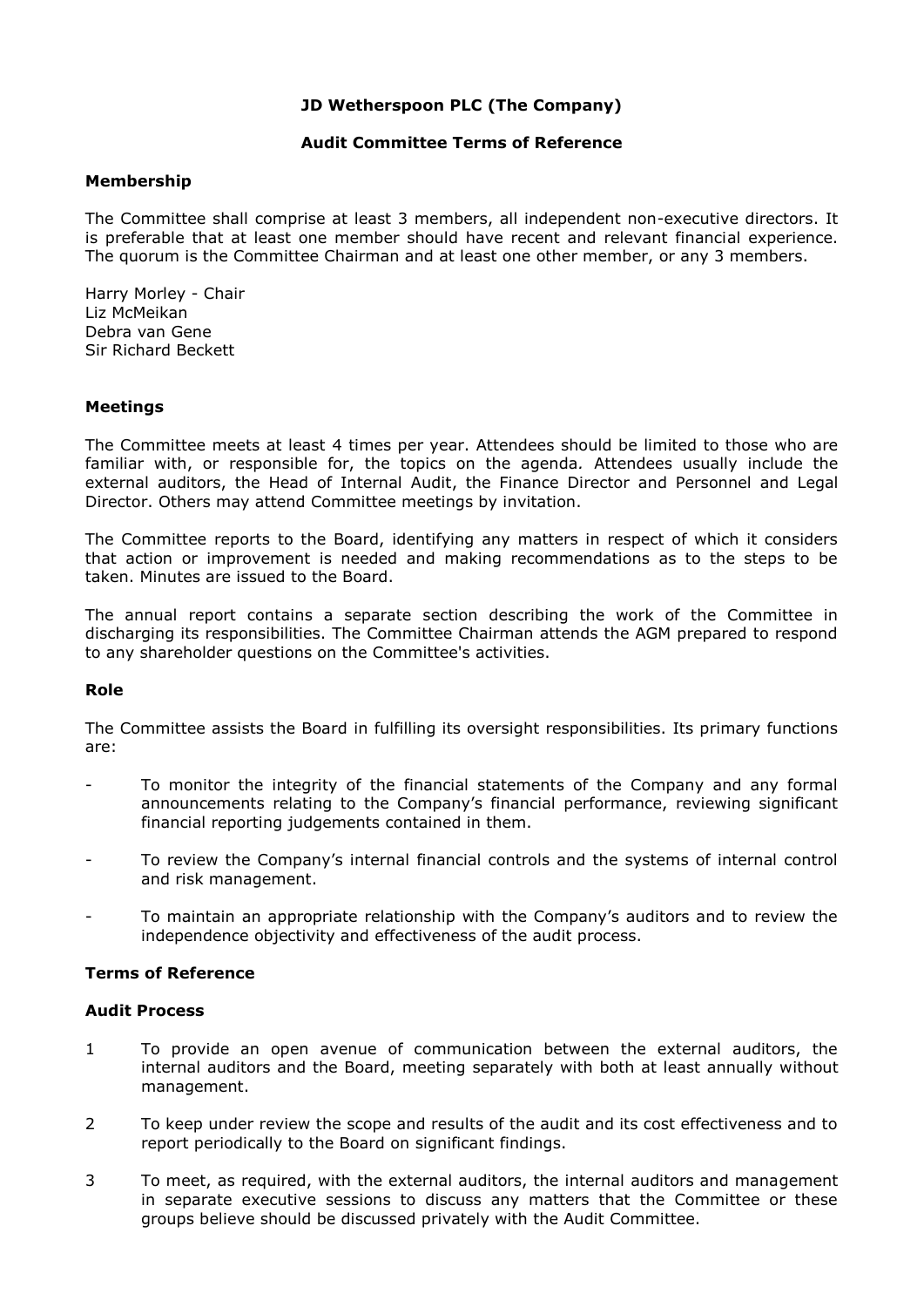# JD Wetherspoon PLC (The Company)

## Audit Committee Terms of Reference

### Membership

The Committee shall comprise at least 3 members, all independent non-executive directors. It is preferable that at least one member should have recent and relevant financial experience. The quorum is the Committee Chairman and at least one other member, or any 3 members.

Harry Morley - Chair
Liz McMeikan
Debra van Gene
Sir Richard Beckett

### Meetings

The Committee meets at least 4 times per year. Attendees should be limited to those who are familiar with, or responsible for, the topics on the agenda. Attendees usually include the external auditors, the Head of Internal Audit, the Finance Director and Personnel and Legal Director. Others may attend Committee meetings by invitation.

The Committee reports to the Board, identifying any matters in respect of which it considers that action or improvement is needed and making recommendations as to the steps to be taken. Minutes are issued to the Board.

The annual report contains a separate section describing the work of the Committee in discharging its responsibilities. The Committee Chairman attends the AGM prepared to respond to any shareholder questions on the Committee's activities.

### Role

The Committee assists the Board in fulfilling its oversight responsibilities. Its primary functions are:

- To monitor the integrity of the financial statements of the Company and any formal announcements relating to the Company's financial performance, reviewing significant financial reporting judgements contained in them.
- To review the Company's internal financial controls and the systems of internal control and risk management.
- To maintain an appropriate relationship with the Company's auditors and to review the independence objectivity and effectiveness of the audit process.

### Terms of Reference

### Audit Process

1. To provide an open avenue of communication between the external auditors, the internal auditors and the Board, meeting separately with both at least annually without management.
2. To keep under review the scope and results of the audit and its cost effectiveness and to report periodically to the Board on significant findings.
3. To meet, as required, with the external auditors, the internal auditors and management in separate executive sessions to discuss any matters that the Committee or these groups believe should be discussed privately with the Audit Committee.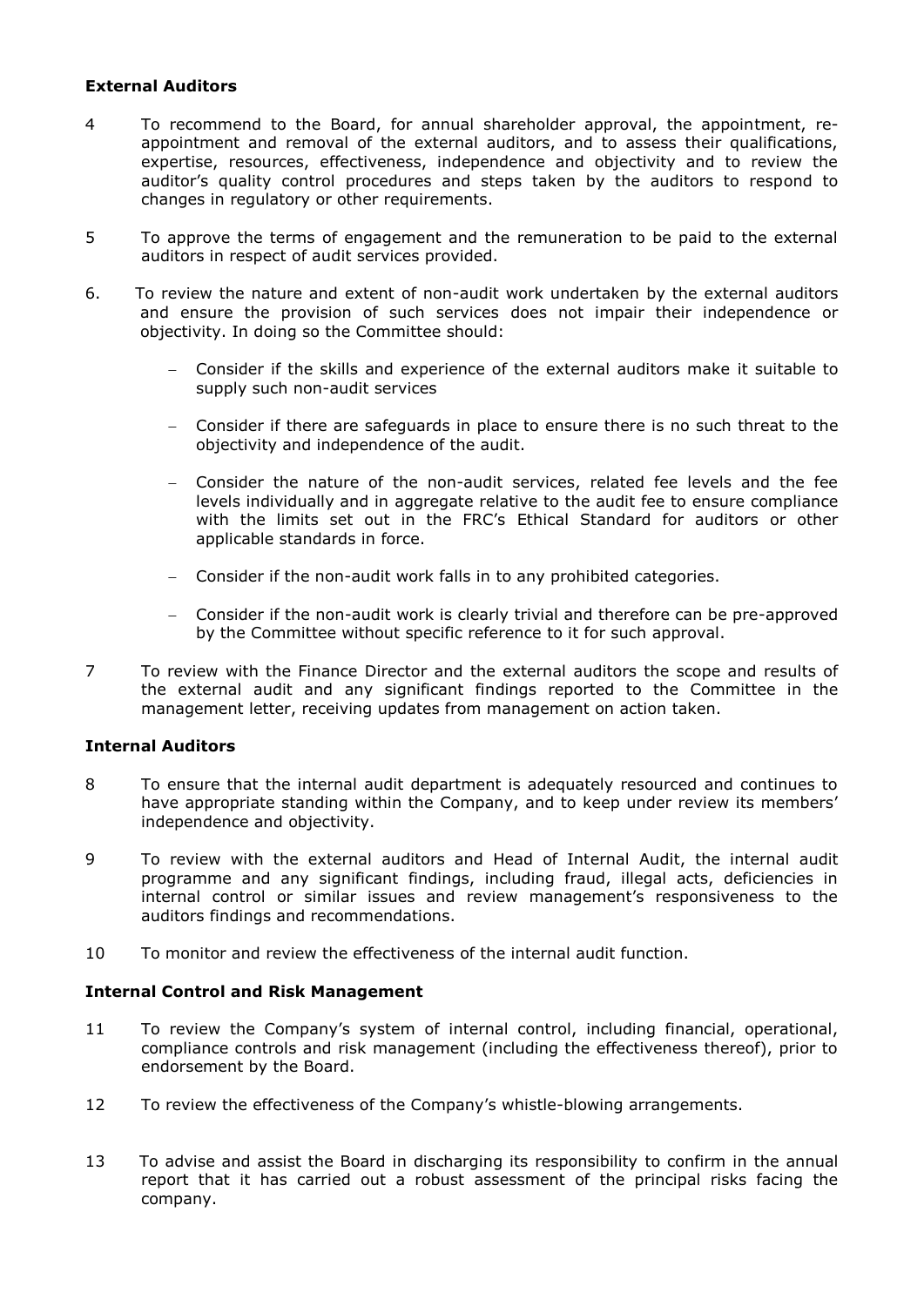**External Auditors**

4 To recommend to the Board, for annual shareholder approval, the appointment, re-appointment and removal of the external auditors, and to assess their qualifications, expertise, resources, effectiveness, independence and objectivity and to review the auditor's quality control procedures and steps taken by the auditors to respond to changes in regulatory or other requirements.

5 To approve the terms of engagement and the remuneration to be paid to the external auditors in respect of audit services provided.

6. To review the nature and extent of non-audit work undertaken by the external auditors and ensure the provision of such services does not impair their independence or objectivity. In doing so the Committee should:

 - Consider if the skills and experience of the external auditors make it suitable to supply such non-audit services
 - Consider if there are safeguards in place to ensure there is no such threat to the objectivity and independence of the audit.
 - Consider the nature of the non-audit services, related fee levels and the fee levels individually and in aggregate relative to the audit fee to ensure compliance with the limits set out in the FRC's Ethical Standard for auditors or other applicable standards in force.
 - Consider if the non-audit work falls in to any prohibited categories.
 - Consider if the non-audit work is clearly trivial and therefore can be pre-approved by the Committee without specific reference to it for such approval.

7 To review with the Finance Director and the external auditors the scope and results of the external audit and any significant findings reported to the Committee in the management letter, receiving updates from management on action taken.

**Internal Auditors**

8 To ensure that the internal audit department is adequately resourced and continues to have appropriate standing within the Company, and to keep under review its members' independence and objectivity.

9 To review with the external auditors and Head of Internal Audit, the internal audit programme and any significant findings, including fraud, illegal acts, deficiencies in internal control or similar issues and review management's responsiveness to the auditors findings and recommendations.

10 To monitor and review the effectiveness of the internal audit function.

**Internal Control and Risk Management**

11 To review the Company's system of internal control, including financial, operational, compliance controls and risk management (including the effectiveness thereof), prior to endorsement by the Board.

12 To review the effectiveness of the Company's whistle-blowing arrangements.

13 To advise and assist the Board in discharging its responsibility to confirm in the annual report that it has carried out a robust assessment of the principal risks facing the company.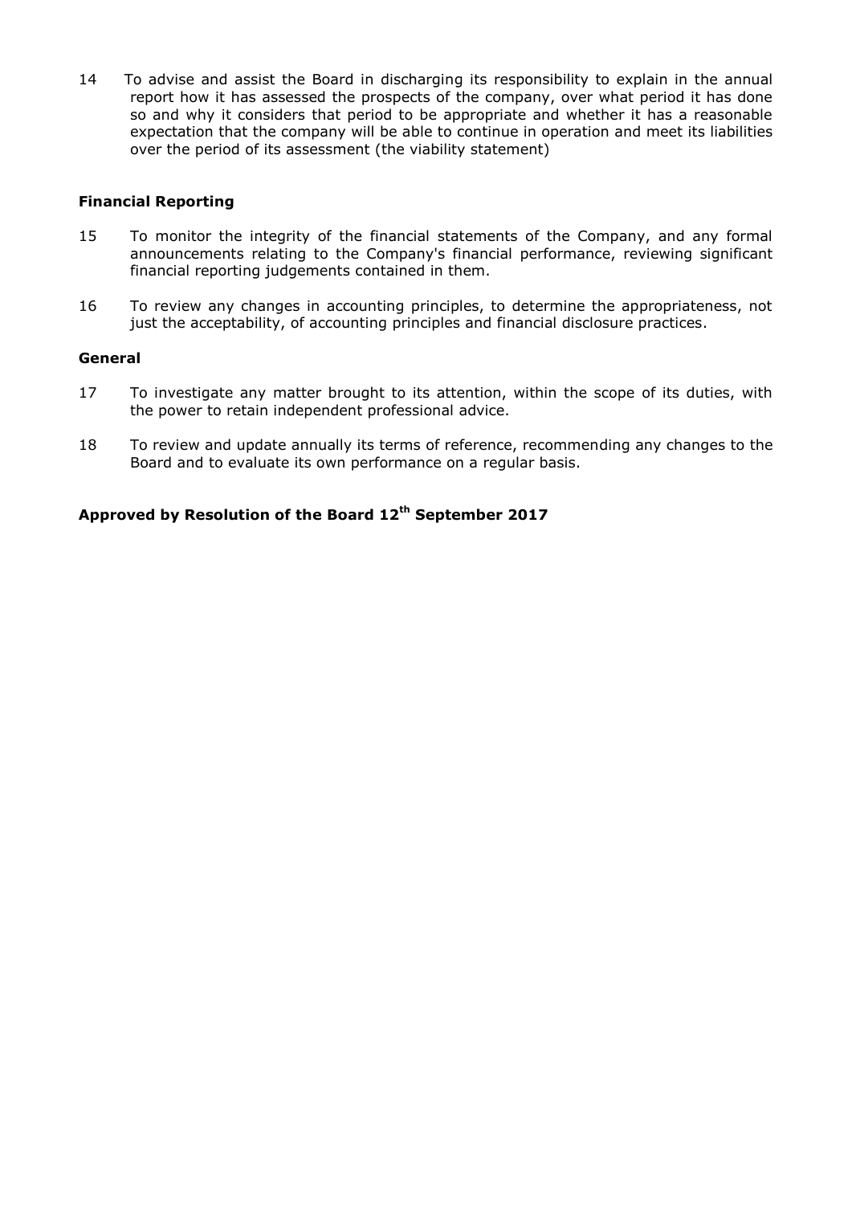14 To advise and assist the Board in discharging its responsibility to explain in the annual report how it has assessed the prospects of the company, over what period it has done so and why it considers that period to be appropriate and whether it has a reasonable expectation that the company will be able to continue in operation and meet its liabilities over the period of its assessment (the viability statement)

**Financial Reporting**

15 To monitor the integrity of the financial statements of the Company, and any formal announcements relating to the Company's financial performance, reviewing significant financial reporting judgements contained in them.

16 To review any changes in accounting principles, to determine the appropriateness, not just the acceptability, of accounting principles and financial disclosure practices.

**General**

17 To investigate any matter brought to its attention, within the scope of its duties, with the power to retain independent professional advice.

18 To review and update annually its terms of reference, recommending any changes to the Board and to evaluate its own performance on a regular basis.

**Approved by Resolution of the Board 12th September 2017**